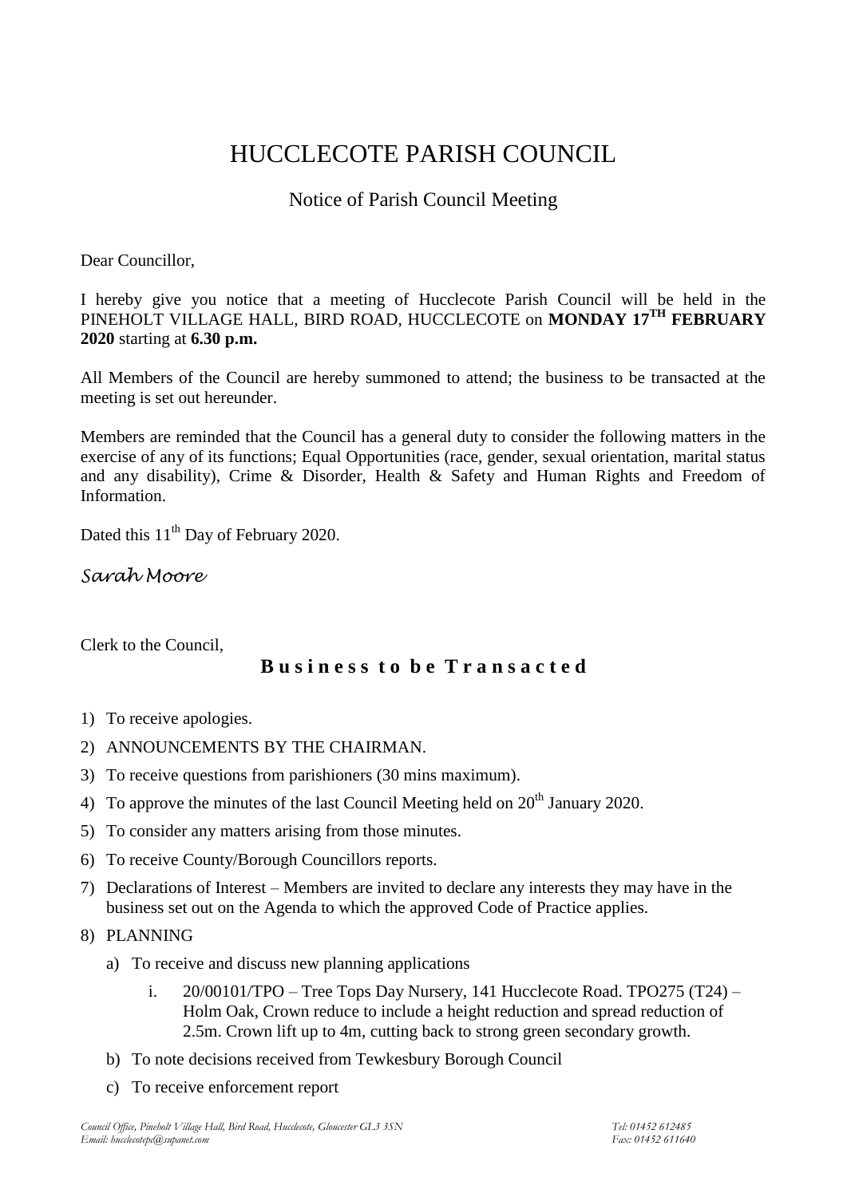# HUCCLECOTE PARISH COUNCIL

## Notice of Parish Council Meeting

Dear Councillor,

I hereby give you notice that a meeting of Hucclecote Parish Council will be held in the PINEHOLT VILLAGE HALL, BIRD ROAD, HUCCLECOTE on **MONDAY 17TH FEBRUARY 2020** starting at **6.30 p.m.**

All Members of the Council are hereby summoned to attend; the business to be transacted at the meeting is set out hereunder.

Members are reminded that the Council has a general duty to consider the following matters in the exercise of any of its functions; Equal Opportunities (race, gender, sexual orientation, marital status and any disability), Crime & Disorder, Health & Safety and Human Rights and Freedom of Information.

Dated this 11th Day of February 2020.

*Sarah Moore*

Clerk to the Council,

### **Business to be Transacted**

1) To receive apologies.
2) ANNOUNCEMENTS BY THE CHAIRMAN.
3) To receive questions from parishioners (30 mins maximum).
4) To approve the minutes of the last Council Meeting held on 20th January 2020.
5) To consider any matters arising from those minutes.
6) To receive County/Borough Councillors reports.
7) Declarations of Interest – Members are invited to declare any interests they may have in the business set out on the Agenda to which the approved Code of Practice applies.
8) PLANNING
   a) To receive and discuss new planning applications
      i. 20/00101/TPO – Tree Tops Day Nursery, 141 Hucclecote Road. TPO275 (T24) – Holm Oak, Crown reduce to include a height reduction and spread reduction of 2.5m. Crown lift up to 4m, cutting back to strong green secondary growth.
   b) To note decisions received from Tewkesbury Borough Council
   c) To receive enforcement report

*Council Office, Pineholt Village Hall, Bird Road, Hucclecote, Gloucester GL3 3SN* *Tel: 01452 612485*
*Email: hucclecotepc@supanet.com* *Fax: 01452 611640*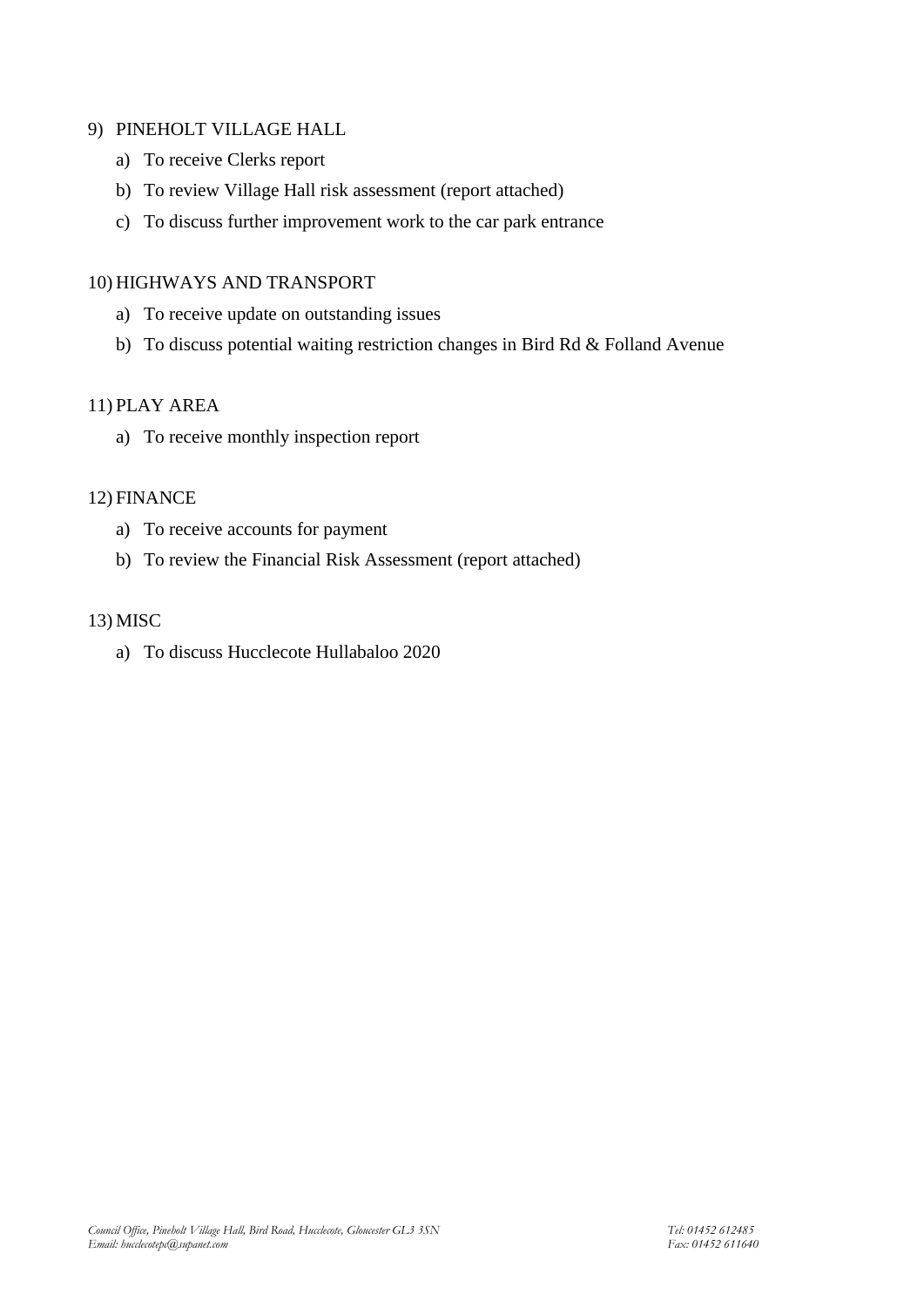9) PINEHOLT VILLAGE HALL
    a) To receive Clerks report
    b) To review Village Hall risk assessment (report attached)
    c) To discuss further improvement work to the car park entrance

10) HIGHWAYS AND TRANSPORT
    a) To receive update on outstanding issues
    b) To discuss potential waiting restriction changes in Bird Rd & Folland Avenue

11) PLAY AREA
    a) To receive monthly inspection report

12) FINANCE
    a) To receive accounts for payment
    b) To review the Financial Risk Assessment (report attached)

13) MISC
    a) To discuss Hucclecote Hullabaloo 2020